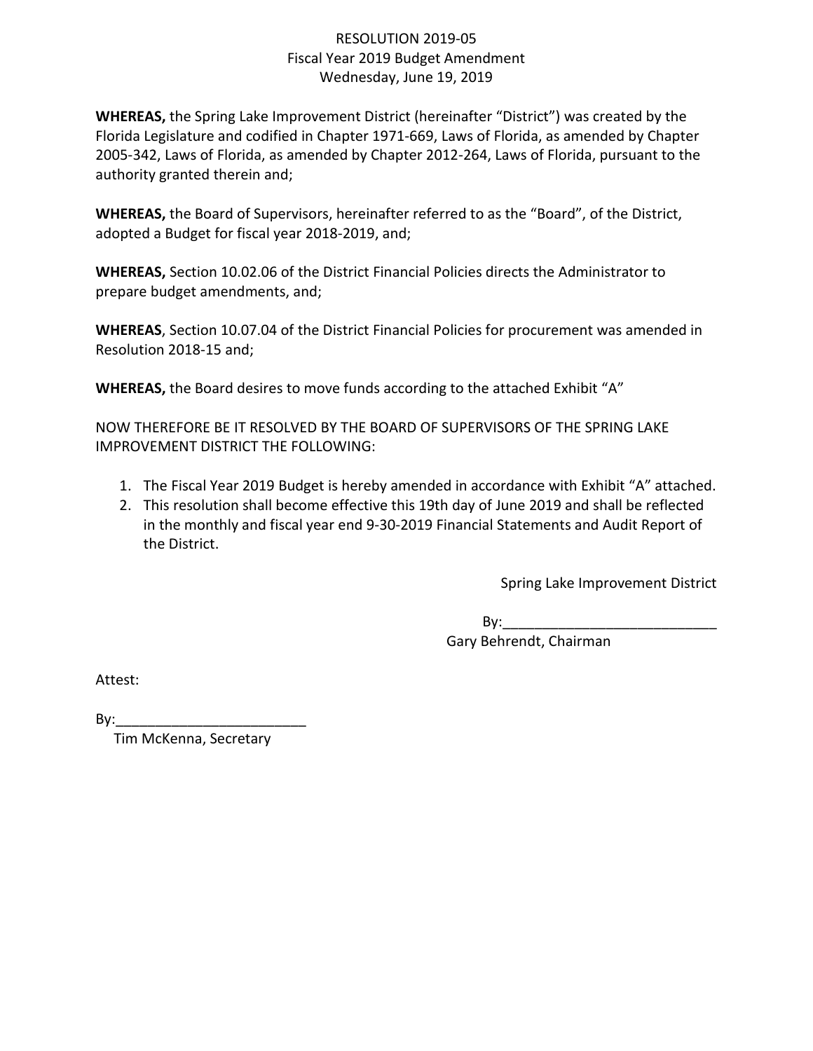RESOLUTION 2019-05
Fiscal Year 2019 Budget Amendment
Wednesday, June 19, 2019

**WHEREAS,** the Spring Lake Improvement District (hereinafter "District") was created by the Florida Legislature and codified in Chapter 1971-669, Laws of Florida, as amended by Chapter 2005-342, Laws of Florida, as amended by Chapter 2012-264, Laws of Florida, pursuant to the authority granted therein and;

**WHEREAS,** the Board of Supervisors, hereinafter referred to as the "Board", of the District, adopted a Budget for fiscal year 2018-2019, and;

**WHEREAS,** Section 10.02.06 of the District Financial Policies directs the Administrator to prepare budget amendments, and;

**WHEREAS**, Section 10.07.04 of the District Financial Policies for procurement was amended in Resolution 2018-15 and;

**WHEREAS,** the Board desires to move funds according to the attached Exhibit "A"

NOW THEREFORE BE IT RESOLVED BY THE BOARD OF SUPERVISORS OF THE SPRING LAKE IMPROVEMENT DISTRICT THE FOLLOWING:

1. The Fiscal Year 2019 Budget is hereby amended in accordance with Exhibit "A" attached.
2. This resolution shall become effective this 19th day of June 2019 and shall be reflected in the monthly and fiscal year end 9-30-2019 Financial Statements and Audit Report of the District.

Spring Lake Improvement District

By:___________________________
Gary Behrendt, Chairman

Attest:

By:________________________
Tim McKenna, Secretary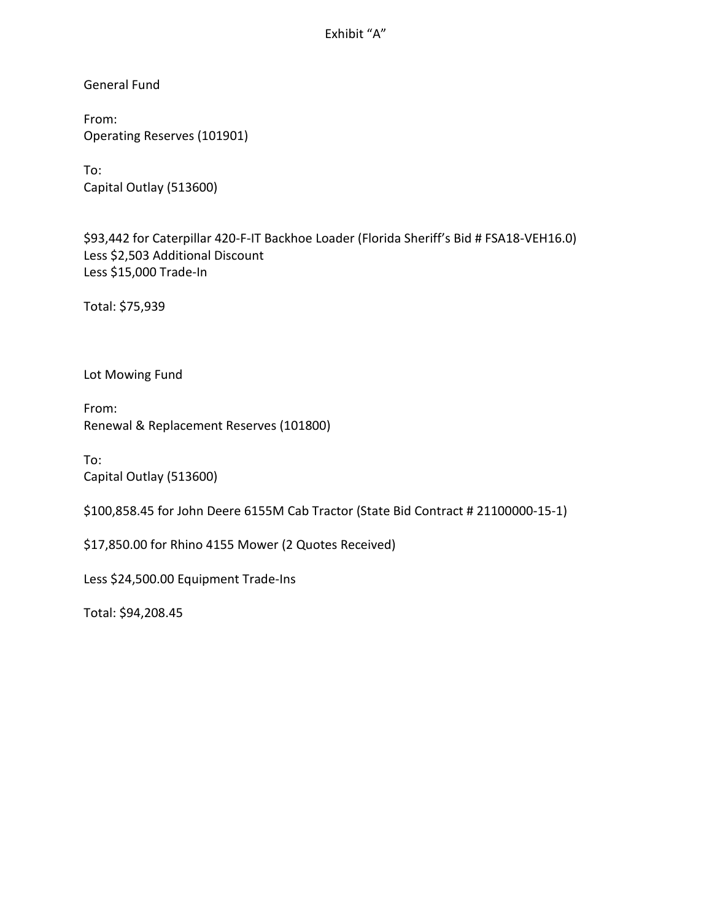# Exhibit "A"

General Fund

From:
Operating Reserves (101901)

To:
Capital Outlay (513600)

$93,442 for Caterpillar 420-F-IT Backhoe Loader (Florida Sheriff's Bid # FSA18-VEH16.0)
Less $2,503 Additional Discount
Less $15,000 Trade-In

Total: $75,939

Lot Mowing Fund

From:
Renewal & Replacement Reserves (101800)

To:
Capital Outlay (513600)

$100,858.45 for John Deere 6155M Cab Tractor (State Bid Contract # 21100000-15-1)

$17,850.00 for Rhino 4155 Mower (2 Quotes Received)

Less $24,500.00 Equipment Trade-Ins

Total: $94,208.45